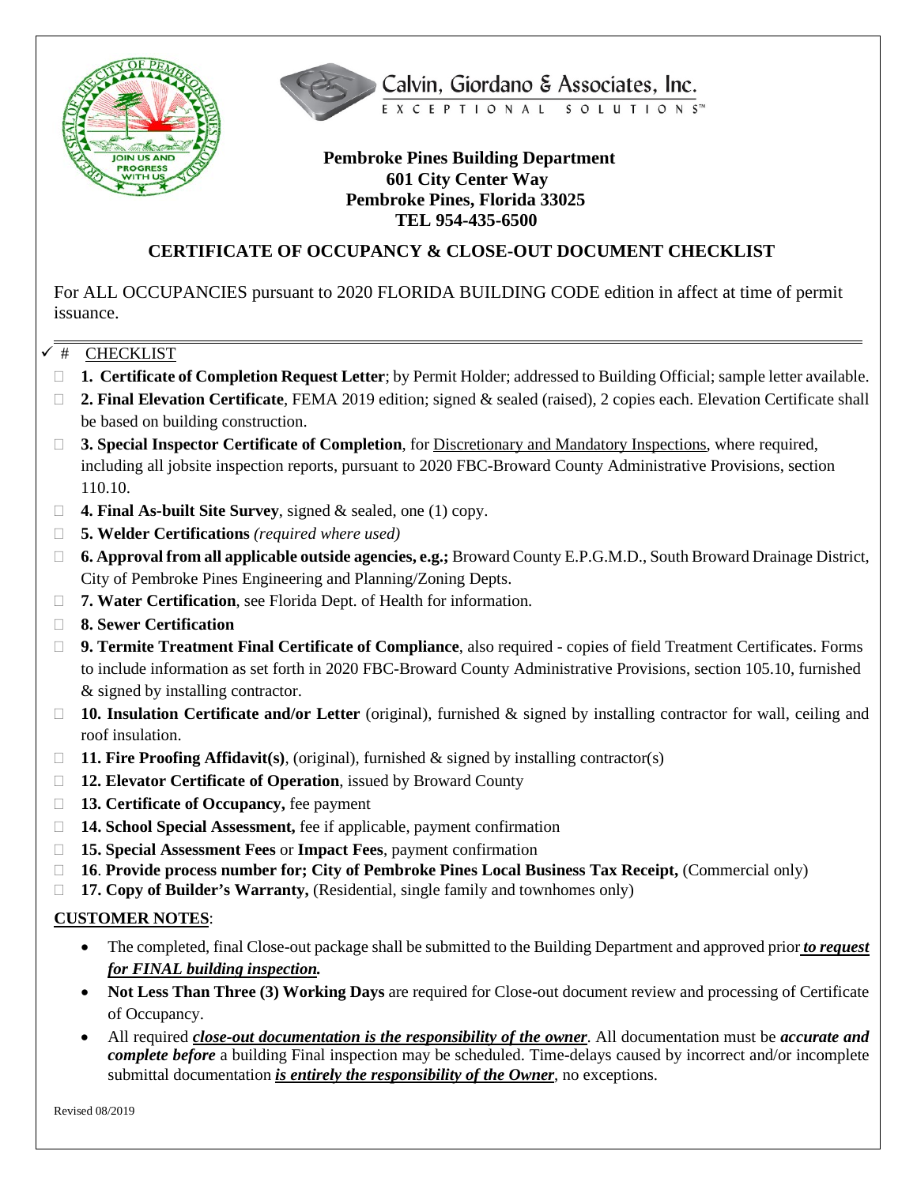Calvin, Giordano & Associates, Inc.
EXCEPTIONAL SOLUTIONS™

**Pembroke Pines Building Department**
**601 City Center Way**
**Pembroke Pines, Florida 33025**
**TEL 954-435-6500**

## CERTIFICATE OF OCCUPANCY & CLOSE-OUT DOCUMENT CHECKLIST

For ALL OCCUPANCIES pursuant to 2020 FLORIDA BUILDING CODE edition in affect at time of permit issuance.

✓ # CHECKLIST

- ☐ **1. Certificate of Completion Request Letter**; by Permit Holder; addressed to Building Official; sample letter available.
- ☐ **2. Final Elevation Certificate**, FEMA 2019 edition; signed & sealed (raised), 2 copies each. Elevation Certificate shall be based on building construction.
- ☐ **3. Special Inspector Certificate of Completion**, for Discretionary and Mandatory Inspections, where required, including all jobsite inspection reports, pursuant to 2020 FBC-Broward County Administrative Provisions, section 110.10.
- ☐ **4. Final As-built Site Survey**, signed & sealed, one (1) copy.
- ☐ **5. Welder Certifications** *(required where used)*
- ☐ **6. Approval from all applicable outside agencies, e.g.;** Broward County E.P.G.M.D., South Broward Drainage District, City of Pembroke Pines Engineering and Planning/Zoning Depts.
- ☐ **7. Water Certification**, see Florida Dept. of Health for information.
- ☐ **8. Sewer Certification**
- ☐ **9. Termite Treatment Final Certificate of Compliance**, also required - copies of field Treatment Certificates. Forms to include information as set forth in 2020 FBC-Broward County Administrative Provisions, section 105.10, furnished & signed by installing contractor.
- ☐ **10. Insulation Certificate and/or Letter** (original), furnished & signed by installing contractor for wall, ceiling and roof insulation.
- ☐ **11. Fire Proofing Affidavit(s)**, (original), furnished & signed by installing contractor(s)
- ☐ **12. Elevator Certificate of Operation**, issued by Broward County
- ☐ **13. Certificate of Occupancy,** fee payment
- ☐ **14. School Special Assessment,** fee if applicable, payment confirmation
- ☐ **15. Special Assessment Fees** or **Impact Fees**, payment confirmation
- ☐ **16**. **Provide process number for; City of Pembroke Pines Local Business Tax Receipt,** (Commercial only)
- ☐ **17. Copy of Builder's Warranty,** (Residential, single family and townhomes only)

**CUSTOMER NOTES**:

- The completed, final Close-out package shall be submitted to the Building Department and approved prior ***to request for FINAL building inspection.***
- **Not Less Than Three (3) Working Days** are required for Close-out document review and processing of Certificate of Occupancy.
- All required ***close-out documentation is the responsibility of the owner***. All documentation must be ***accurate and complete before*** a building Final inspection may be scheduled. Time-delays caused by incorrect and/or incomplete submittal documentation ***is entirely the responsibility of the Owner***, no exceptions.

Revised 08/2019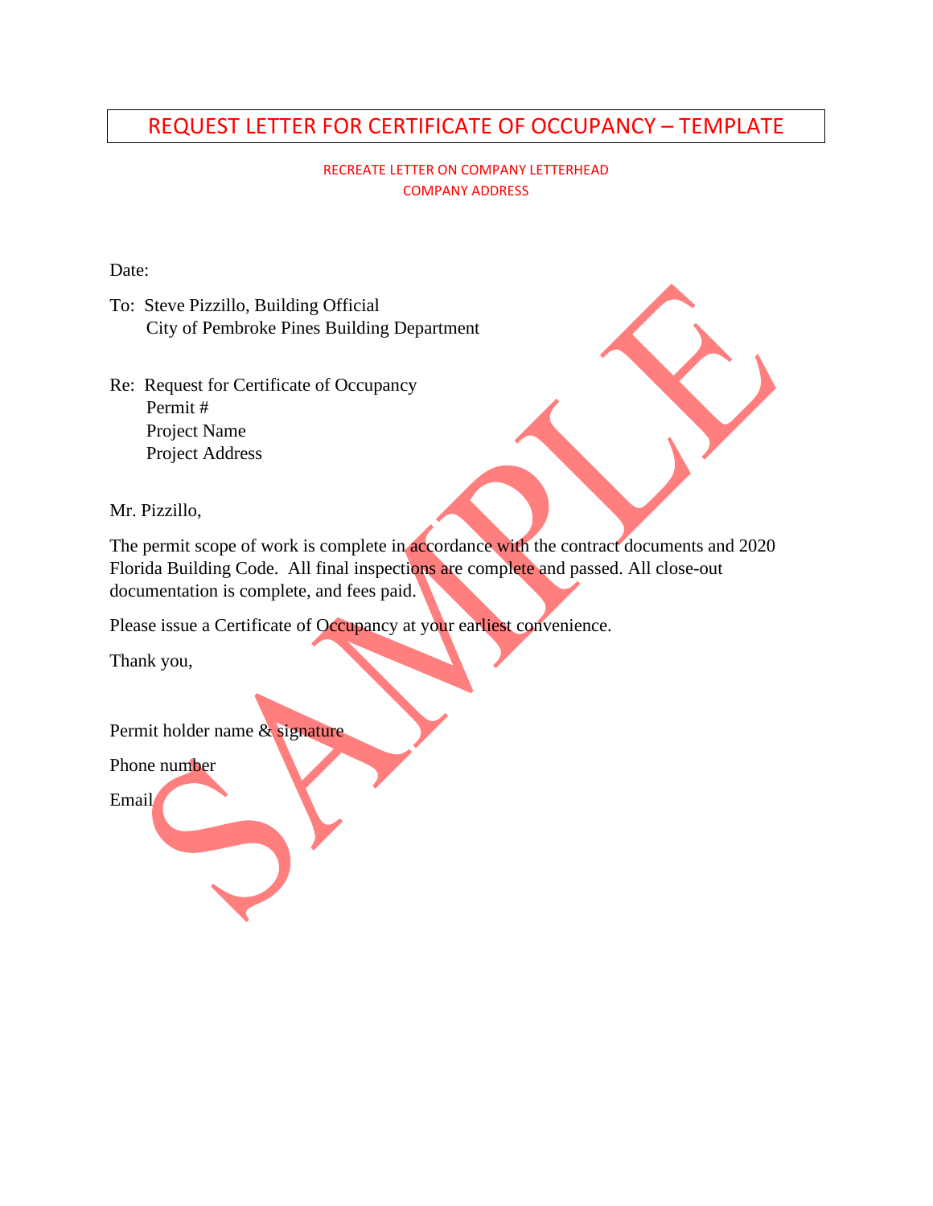# REQUEST LETTER FOR CERTIFICATE OF OCCUPANCY – TEMPLATE

RECREATE LETTER ON COMPANY LETTERHEAD
COMPANY ADDRESS

SAMPLE

Date:

To: Steve Pizzillo, Building Official
City of Pembroke Pines Building Department

Re: Request for Certificate of Occupancy
Permit #
Project Name
Project Address

Mr. Pizzillo,

The permit scope of work is complete in accordance with the contract documents and 2020 Florida Building Code. All final inspections are complete and passed. All close-out documentation is complete, and fees paid.

Please issue a Certificate of Occupancy at your earliest convenience.

Thank you,

Permit holder name & signature

Phone number

Email